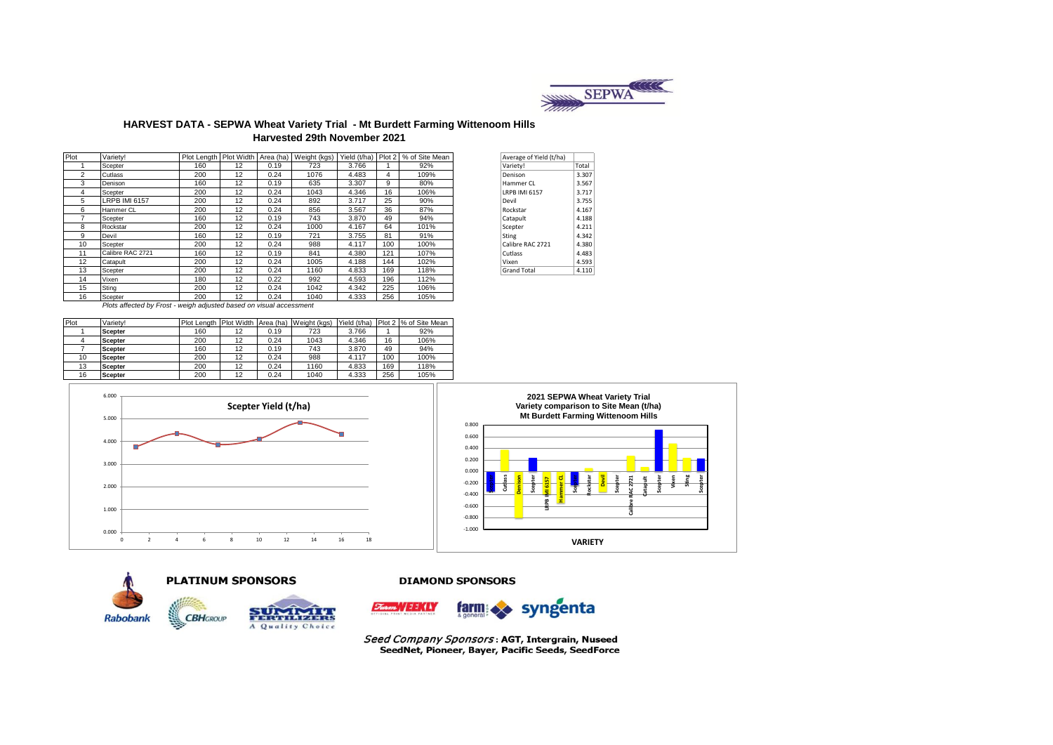# HARVEST DATA - SEPWA Wheat Variety Trial - Mt Burdett Farming Wittenoom Hills

## Harvested 29th November 2021

| Plot | Variety! | Plot Length | Plot Width | Area (ha) | Weight (kgs) | Yield (t/ha) | Plot 2 | % of Site Mean |
|---|---|---|---|---|---|---|---|---|
| 1 | Scepter | 160 | 12 | 0.19 | 723 | 3.766 | 1 | 92% |
| 2 | Cutlass | 200 | 12 | 0.24 | 1076 | 4.483 | 4 | 109% |
| 3 | Denison | 160 | 12 | 0.19 | 635 | 3.307 | 9 | 80% |
| 4 | Scepter | 200 | 12 | 0.24 | 1043 | 4.346 | 16 | 106% |
| 5 | LRPB IMI 6157 | 200 | 12 | 0.24 | 892 | 3.717 | 25 | 90% |
| 6 | Hammer CL | 200 | 12 | 0.24 | 856 | 3.567 | 36 | 87% |
| 7 | Scepter | 160 | 12 | 0.19 | 743 | 3.870 | 49 | 94% |
| 8 | Rockstar | 200 | 12 | 0.24 | 1000 | 4.167 | 64 | 101% |
| 9 | Devil | 160 | 12 | 0.19 | 721 | 3.755 | 81 | 91% |
| 10 | Scepter | 200 | 12 | 0.24 | 988 | 4.117 | 100 | 100% |
| 11 | Calibre RAC 2721 | 160 | 12 | 0.19 | 841 | 4.380 | 121 | 107% |
| 12 | Catapult | 200 | 12 | 0.24 | 1005 | 4.188 | 144 | 102% |
| 13 | Scepter | 200 | 12 | 0.24 | 1160 | 4.833 | 169 | 118% |
| 14 | Vixen | 180 | 12 | 0.22 | 992 | 4.593 | 196 | 112% |
| 15 | Sting | 200 | 12 | 0.24 | 1042 | 4.342 | 225 | 106% |
| 16 | Scepter | 200 | 12 | 0.24 | 1040 | 4.333 | 256 | 105% |

*Plots affected by Frost - weigh adjusted based on visual accessment*

| Average of Yield (t/ha) | |
|---|---|
| Variety! | Total |
| Denison | 3.307 |
| Hammer CL | 3.567 |
| LRPB IMI 6157 | 3.717 |
| Devil | 3.755 |
| Rockstar | 4.167 |
| Catapult | 4.188 |
| Scepter | 4.211 |
| Sting | 4.342 |
| Calibre RAC 2721 | 4.380 |
| Cutlass | 4.483 |
| Vixen | 4.593 |
| Grand Total | 4.110 |

| Plot | Variety! | Plot Length | Plot Width | Area (ha) | Weight (kgs) | Yield (t/ha) | Plot 2 | % of Site Mean |
|---|---|---|---|---|---|---|---|---|
| 1 | **Scepter** | 160 | 12 | 0.19 | 723 | 3.766 | 1 | 92% |
| 4 | **Scepter** | 200 | 12 | 0.24 | 1043 | 4.346 | 16 | 106% |
| 7 | **Scepter** | 160 | 12 | 0.19 | 743 | 3.870 | 49 | 94% |
| 10 | **Scepter** | 200 | 12 | 0.24 | 988 | 4.117 | 100 | 100% |
| 13 | **Scepter** | 200 | 12 | 0.24 | 1160 | 4.833 | 169 | 118% |
| 16 | **Scepter** | 200 | 12 | 0.24 | 1040 | 4.333 | 256 | 105% |

**Scepter Yield (t/ha)**

**2021 SEPWA Wheat Variety Trial**
**Variety comparison to Site Mean (t/ha)**
**Mt Burdett Farming Wittenoom Hills**

**PLATINUM SPONSORS**

Rabobank, CBH GROUP, SUMMIT FERTILIZERS A Quality Choice

**DIAMOND SPONSORS**

Farm Weekly, farm & general, syngenta

*Seed Company Sponsors* : **AGT, Intergrain, Nuseed SeedNet, Pioneer, Bayer, Pacific Seeds, SeedForce**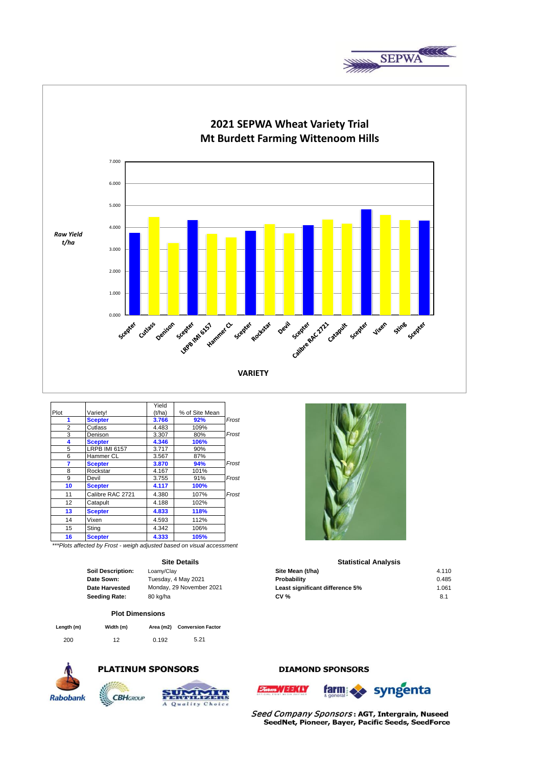# 2021 SEPWA Wheat Variety Trial
## Mt Burdett Farming Wittenoom Hills

Raw Yield t/ha

VARIETY

| Plot | Variety! | Yield (t/ha) | % of Site Mean | |
|---|---|---|---|---|
| **1** | **Scepter** | **3.766** | **92%** | *Frost* |
| 2 | Cutlass | 4.483 | 109% | |
| 3 | Denison | 3.307 | 80% | *Frost* |
| **4** | **Scepter** | **4.346** | **106%** | |
| 5 | LRPB IMI 6157 | 3.717 | 90% | |
| 6 | Hammer CL | 3.567 | 87% | |
| **7** | **Scepter** | **3.870** | **94%** | *Frost* |
| 8 | Rockstar | 4.167 | 101% | |
| 9 | Devil | 3.755 | 91% | *Frost* |
| **10** | **Scepter** | **4.117** | **100%** | |
| 11 | Calibre RAC 2721 | 4.380 | 107% | *Frost* |
| 12 | Catapult | 4.188 | 102% | |
| **13** | **Scepter** | **4.833** | **118%** | |
| 14 | Vixen | 4.593 | 112% | |
| 15 | Sting | 4.342 | 106% | |
| **16** | **Scepter** | **4.333** | **105%** | |

*\*\*\*Plots affected by Frost - weigh adjusted based on visual accessment*

### Site Details

| | |
|---|---|
| **Soil Description:** | Loamy/Clay |
| **Date Sown:** | Tuesday, 4 May 2021 |
| **Date Harvested** | Monday, 29 November 2021 |
| **Seeding Rate:** | 80 kg/ha |

### Statistical Analysis

| | |
|---|---|
| **Site Mean (t/ha)** | 4.110 |
| **Probability** | 0.485 |
| **Least significant difference 5%** | 1.061 |
| **CV %** | 8.1 |

### Plot Dimensions

| Length (m) | Width (m) | Area (m2) | Conversion Factor |
|---|---|---|---|
| 200 | 12 | 0.192 | 5.21 |

**PLATINUM SPONSORS**

**DIAMOND SPONSORS**

*Seed Company Sponsors*: **AGT, Intergrain, Nuseed SeedNet, Pioneer, Bayer, Pacific Seeds, SeedForce**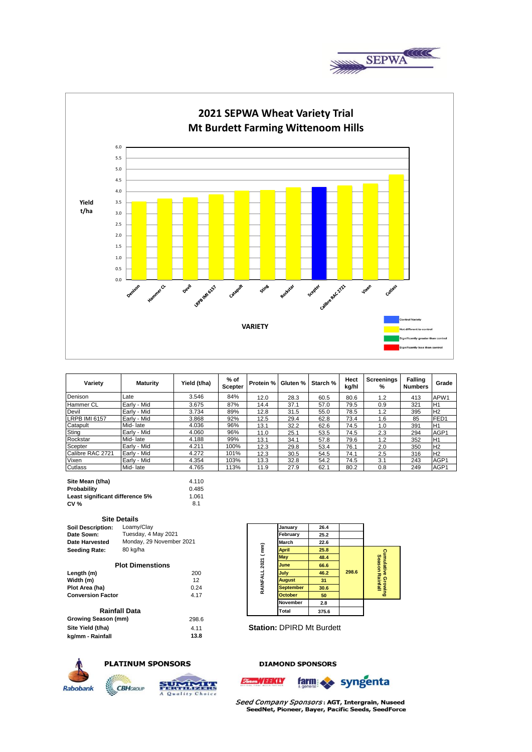SEPWA

# 2021 SEPWA Wheat Variety Trial
## Mt Burdett Farming Wittenoom Hills

Yield t/ha

6.0
5.5
5.0
4.5
4.0
3.5
3.0
2.5
2.0
1.5
1.0
0.5
0.0

Denison
Hammer CL
Devil
LRPB IMI 6157
Catapult
Sting
Rockstar
Scepter
Calibre RAC 2721
Vixen
Cutlass

VARIETY

Control Variety
Not different to control
Significantly greater than control
Significantly less than control

| Variety | Maturity | Yield (t/ha) | % of Scepter | Protein % | Gluten % | Starch % | Hect kg/hl | Screenings % | Falling Numbers | Grade |
|---|---|---|---|---|---|---|---|---|---|---|
| Denison | Late | 3.546 | 84% | 12.0 | 28.3 | 60.5 | 80.6 | 1.2 | 413 | APW1 |
| Hammer CL | Early - Mid | 3.675 | 87% | 14.4 | 37.1 | 57.0 | 79.5 | 0.9 | 321 | H1 |
| Devil | Early - Mid | 3.734 | 89% | 12.8 | 31.5 | 55.0 | 78.5 | 1.2 | 395 | H2 |
| LRPB IMI 6157 | Early - Mid | 3.868 | 92% | 12.5 | 29.4 | 62.8 | 73.4 | 1.6 | 85 | FED1 |
| Catapult | Mid- late | 4.036 | 96% | 13.1 | 32.2 | 62.6 | 74.5 | 1.0 | 391 | H1 |
| Sting | Early - Mid | 4.060 | 96% | 11.0 | 25.1 | 53.5 | 74.5 | 2.3 | 294 | AGP1 |
| Rockstar | Mid- late | 4.188 | 99% | 13.1 | 34.1 | 57.8 | 79.6 | 1.2 | 352 | H1 |
| Scepter | Early - Mid | 4.211 | 100% | 12.3 | 29.8 | 53.4 | 76.1 | 2.0 | 350 | H2 |
| Calibre RAC 2721 | Early - Mid | 4.272 | 101% | 12.3 | 30.5 | 54.5 | 74.1 | 2.5 | 316 | H2 |
| Vixen | Early - Mid | 4.354 | 103% | 13.3 | 32.8 | 54.2 | 74.5 | 3.1 | 243 | AGP1 |
| Cutlass | Mid- late | 4.765 | 113% | 11.9 | 27.9 | 62.1 | 80.2 | 0.8 | 249 | AGP1 |

| | |
|---|---|
| **Site Mean (t/ha)** | 4.110 |
| **Probability** | 0.485 |
| **Least significant difference 5%** | 1.061 |
| **CV %** | 8.1 |

### Site Details

| | |
|---|---|
| **Soil Description:** | Loamy/Clay |
| **Date Sown:** | Tuesday, 4 May 2021 |
| **Date Harvested** | Monday, 29 November 2021 |
| **Seeding Rate:** | 80 kg/ha |

### Plot Dimenstions

| | |
|---|---|
| **Length (m)** | 200 |
| **Width (m)** | 12 |
| **Plot Area (ha)** | 0.24 |
| **Conversion Factor** | 4.17 |

### Rainfall Data

| | |
|---|---|
| **Growing Season (mm)** | 298.6 |
| **Site Yield (t/ha)** | 4.11 |
| **kg/mm - Rainfall** | 13.8 |

RAINFALL 2021 (mm)

| Month | Rainfall | Cumulative Growing Season Rainfall |
|---|---|---|
| January | 26.4 | |
| February | 25.2 | |
| March | 22.6 | |
| April | 25.8 | 298.6 |
| May | 48.4 | |
| June | 66.6 | |
| July | 46.2 | |
| August | 31 | |
| September | 30.6 | |
| October | 50 | |
| November | 2.8 | |
| Total | 375.6 | |

**Station:** DPIRD Mt Burdett

**PLATINUM SPONSORS**

Rabobank, CBH Group, Summit Fertilizers – A Quality Choice

**DIAMOND SPONSORS**

Farm Weekly, farm & general, syngenta

*Seed Company Sponsors*: **AGT, Intergrain, Nuseed SeedNet, Pioneer, Bayer, Pacific Seeds, SeedForce**